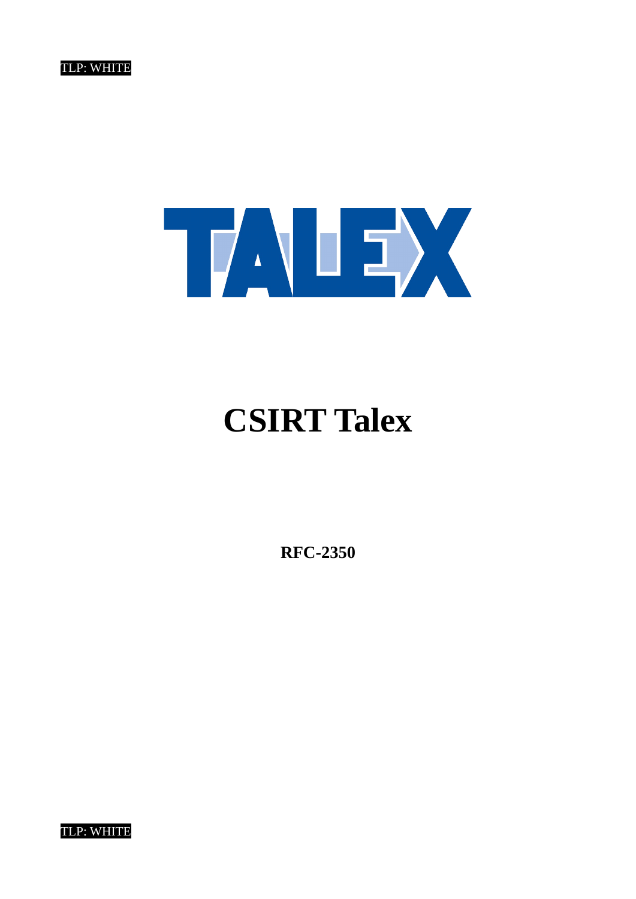TLP: WHITE

# CSIRT Talex

**RFC-2350**

TLP: WHITE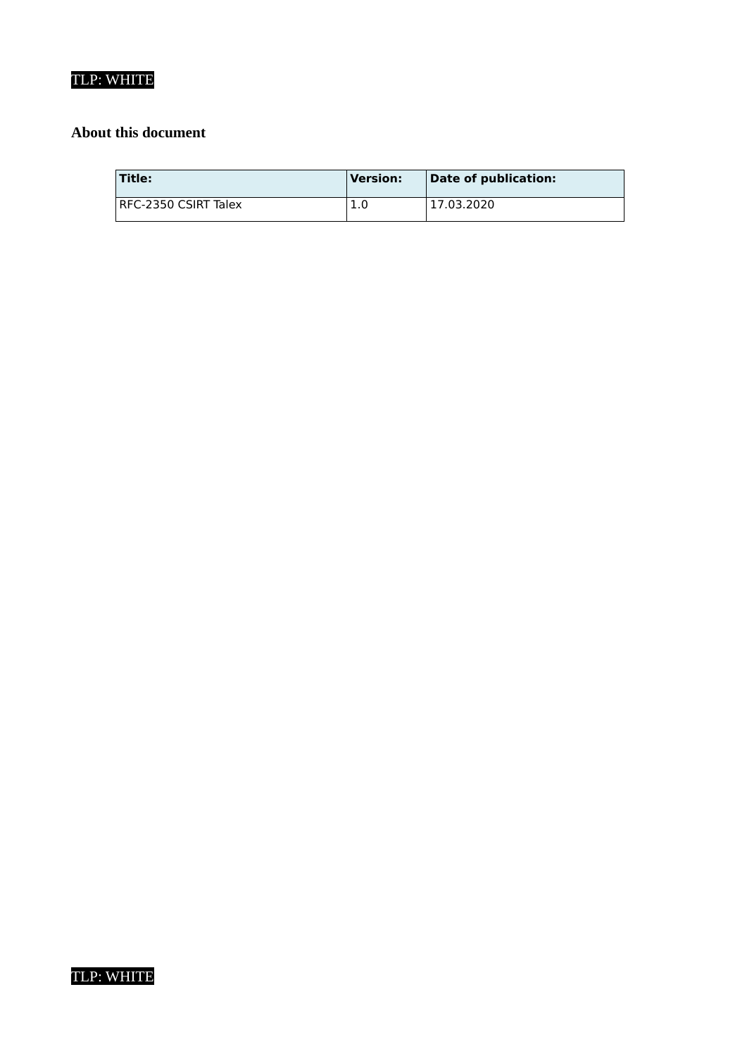TLP: WHITE

## About this document

| Title: | Version: | Date of publication: |
| --- | --- | --- |
| RFC-2350 CSIRT Talex | 1.0 | 17.03.2020 |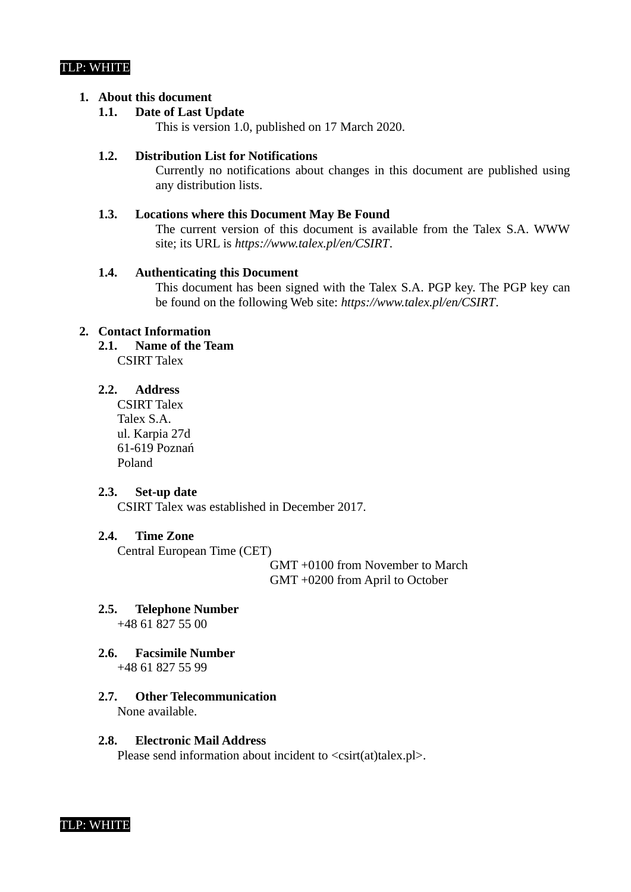TLP: WHITE

## 1. About this document

### 1.1. Date of Last Update

This is version 1.0, published on 17 March 2020.

### 1.2. Distribution List for Notifications

Currently no notifications about changes in this document are published using any distribution lists.

### 1.3. Locations where this Document May Be Found

The current version of this document is available from the Talex S.A. WWW site; its URL is *https://www.talex.pl/en/CSIRT*.

### 1.4. Authenticating this Document

This document has been signed with the Talex S.A. PGP key. The PGP key can be found on the following Web site: *https://www.talex.pl/en/CSIRT*.

## 2. Contact Information

### 2.1. Name of the Team

CSIRT Talex

### 2.2. Address

CSIRT Talex
Talex S.A.
ul. Karpia 27d
61-619 Poznań
Poland

### 2.3. Set-up date

CSIRT Talex was established in December 2017.

### 2.4. Time Zone

Central European Time (CET)
GMT +0100 from November to March
GMT +0200 from April to October

### 2.5. Telephone Number

+48 61 827 55 00

### 2.6. Facsimile Number

+48 61 827 55 99

### 2.7. Other Telecommunication

None available.

### 2.8. Electronic Mail Address

Please send information about incident to <csirt(at)talex.pl>.

TLP: WHITE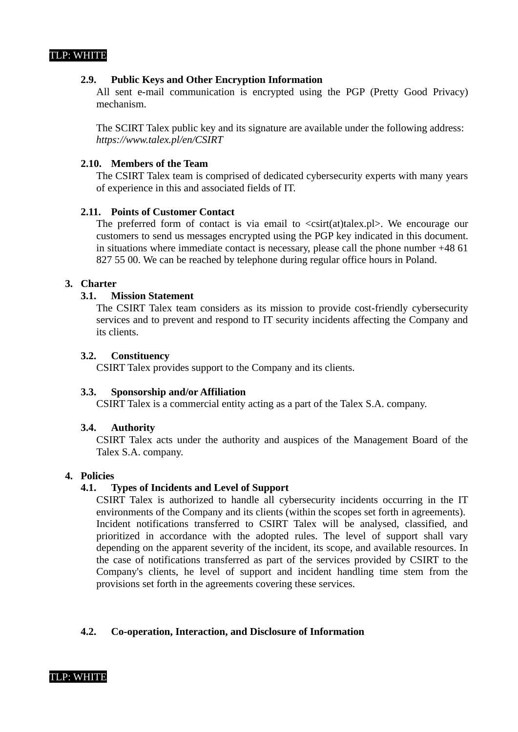### 2.9. Public Keys and Other Encryption Information

All sent e-mail communication is encrypted using the PGP (Pretty Good Privacy) mechanism.

The SCIRT Talex public key and its signature are available under the following address: *https://www.talex.pl/en/CSIRT*

### 2.10. Members of the Team

The CSIRT Talex team is comprised of dedicated cybersecurity experts with many years of experience in this and associated fields of IT.

### 2.11. Points of Customer Contact

The preferred form of contact is via email to <csirt(at)talex.pl>. We encourage our customers to send us messages encrypted using the PGP key indicated in this document. in situations where immediate contact is necessary, please call the phone number +48 61 827 55 00. We can be reached by telephone during regular office hours in Poland.

## 3. Charter

### 3.1. Mission Statement

The CSIRT Talex team considers as its mission to provide cost-friendly cybersecurity services and to prevent and respond to IT security incidents affecting the Company and its clients.

### 3.2. Constituency

CSIRT Talex provides support to the Company and its clients.

### 3.3. Sponsorship and/or Affiliation

CSIRT Talex is a commercial entity acting as a part of the Talex S.A. company.

### 3.4. Authority

CSIRT Talex acts under the authority and auspices of the Management Board of the Talex S.A. company.

## 4. Policies

### 4.1. Types of Incidents and Level of Support

CSIRT Talex is authorized to handle all cybersecurity incidents occurring in the IT environments of the Company and its clients (within the scopes set forth in agreements). Incident notifications transferred to CSIRT Talex will be analysed, classified, and prioritized in accordance with the adopted rules. The level of support shall vary depending on the apparent severity of the incident, its scope, and available resources. In the case of notifications transferred as part of the services provided by CSIRT to the Company's clients, he level of support and incident handling time stem from the provisions set forth in the agreements covering these services.

### 4.2. Co-operation, Interaction, and Disclosure of Information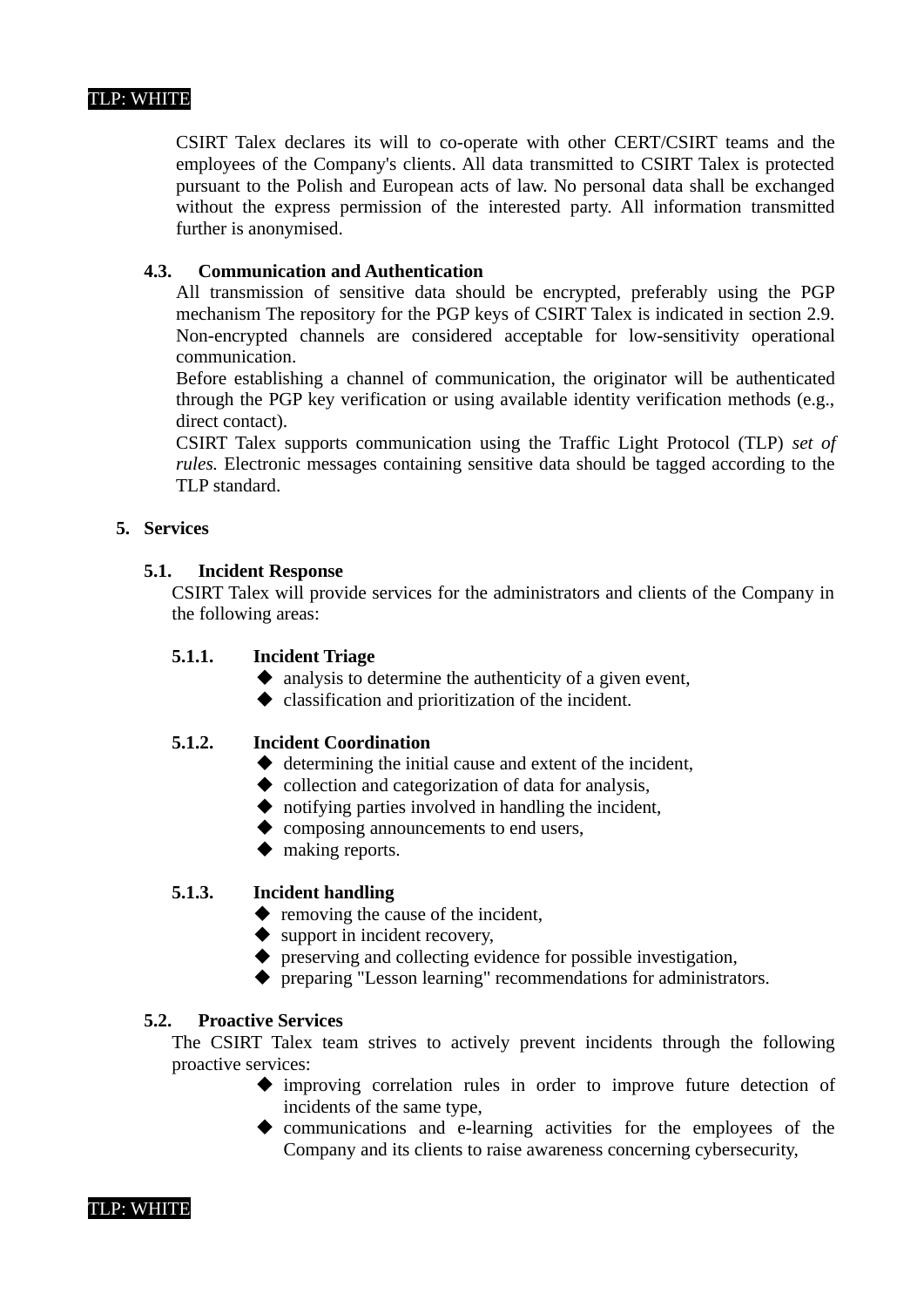CSIRT Talex declares its will to co-operate with other CERT/CSIRT teams and the employees of the Company's clients. All data transmitted to CSIRT Talex is protected pursuant to the Polish and European acts of law. No personal data shall be exchanged without the express permission of the interested party. All information transmitted further is anonymised.

### 4.3. Communication and Authentication

All transmission of sensitive data should be encrypted, preferably using the PGP mechanism The repository for the PGP keys of CSIRT Talex is indicated in section 2.9. Non-encrypted channels are considered acceptable for low-sensitivity operational communication.

Before establishing a channel of communication, the originator will be authenticated through the PGP key verification or using available identity verification methods (e.g., direct contact).

CSIRT Talex supports communication using the Traffic Light Protocol (TLP) *set of rules.* Electronic messages containing sensitive data should be tagged according to the TLP standard.

## 5. Services

### 5.1. Incident Response

CSIRT Talex will provide services for the administrators and clients of the Company in the following areas:

#### 5.1.1. Incident Triage

- analysis to determine the authenticity of a given event,
- classification and prioritization of the incident.

#### 5.1.2. Incident Coordination

- determining the initial cause and extent of the incident,
- collection and categorization of data for analysis,
- notifying parties involved in handling the incident,
- composing announcements to end users,
- making reports.

#### 5.1.3. Incident handling

- removing the cause of the incident,
- support in incident recovery,
- preserving and collecting evidence for possible investigation,
- preparing "Lesson learning" recommendations for administrators.

### 5.2. Proactive Services

The CSIRT Talex team strives to actively prevent incidents through the following proactive services:

- improving correlation rules in order to improve future detection of incidents of the same type,
- communications and e-learning activities for the employees of the Company and its clients to raise awareness concerning cybersecurity,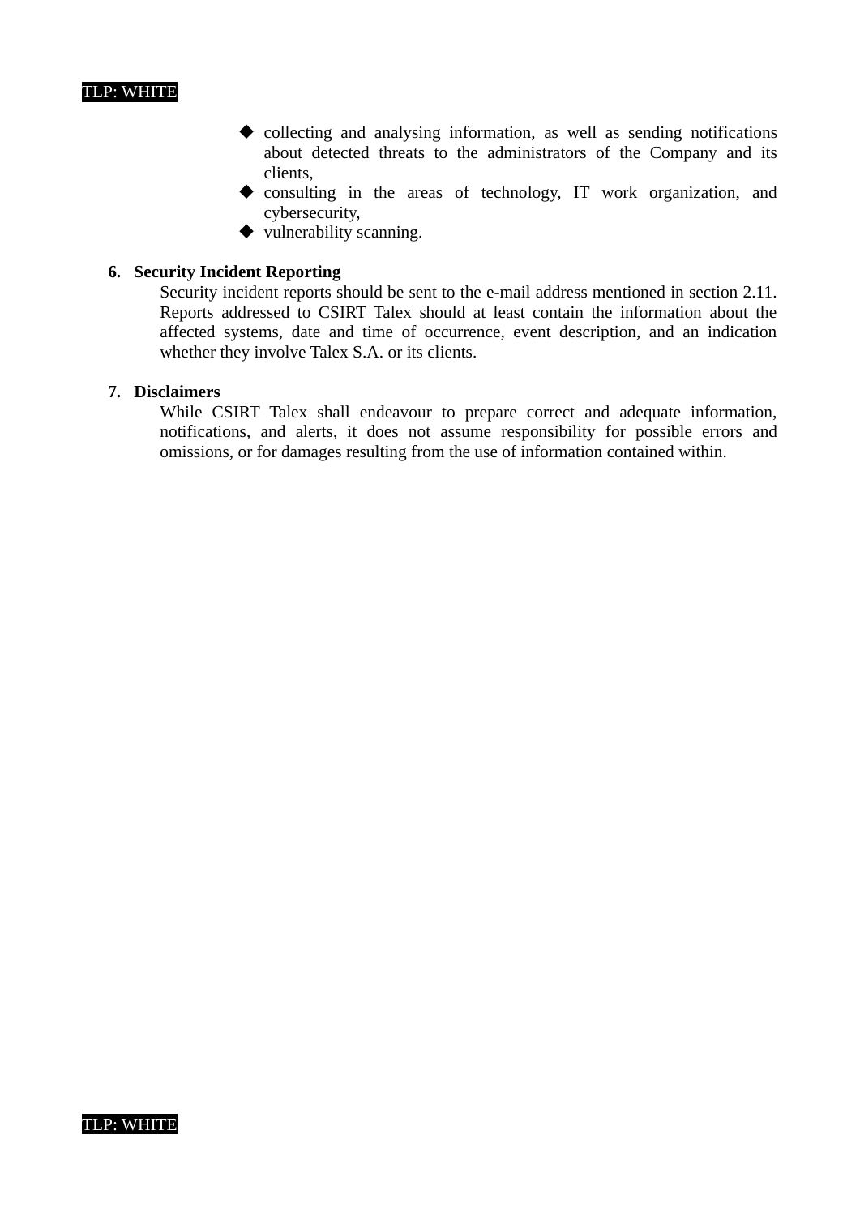- collecting and analysing information, as well as sending notifications about detected threats to the administrators of the Company and its clients,
- consulting in the areas of technology, IT work organization, and cybersecurity,
- vulnerability scanning.

## 6. Security Incident Reporting

Security incident reports should be sent to the e-mail address mentioned in section 2.11. Reports addressed to CSIRT Talex should at least contain the information about the affected systems, date and time of occurrence, event description, and an indication whether they involve Talex S.A. or its clients.

## 7. Disclaimers

While CSIRT Talex shall endeavour to prepare correct and adequate information, notifications, and alerts, it does not assume responsibility for possible errors and omissions, or for damages resulting from the use of information contained within.